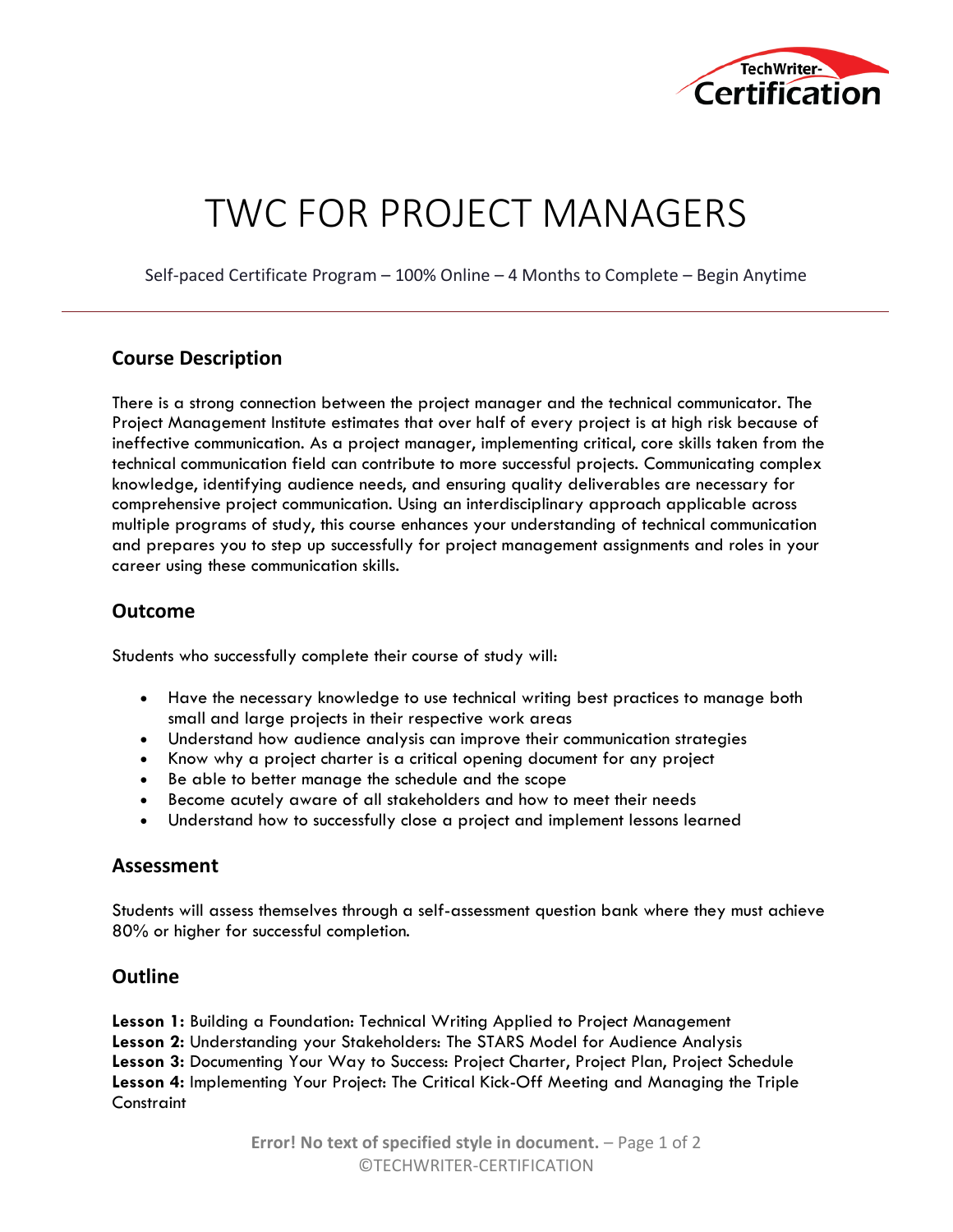# TWC FOR PROJECT MANAGERS

Self-paced Certificate Program – 100% Online – 4 Months to Complete – Begin Anytime

---

## Course Description

There is a strong connection between the project manager and the technical communicator. The Project Management Institute estimates that over half of every project is at high risk because of ineffective communication. As a project manager, implementing critical, core skills taken from the technical communication field can contribute to more successful projects. Communicating complex knowledge, identifying audience needs, and ensuring quality deliverables are necessary for comprehensive project communication. Using an interdisciplinary approach applicable across multiple programs of study, this course enhances your understanding of technical communication and prepares you to step up successfully for project management assignments and roles in your career using these communication skills.

## Outcome

Students who successfully complete their course of study will:

- Have the necessary knowledge to use technical writing best practices to manage both small and large projects in their respective work areas
- Understand how audience analysis can improve their communication strategies
- Know why a project charter is a critical opening document for any project
- Be able to better manage the schedule and the scope
- Become acutely aware of all stakeholders and how to meet their needs
- Understand how to successfully close a project and implement lessons learned

## Assessment

Students will assess themselves through a self-assessment question bank where they must achieve 80% or higher for successful completion.

## Outline

**Lesson 1:** Building a Foundation: Technical Writing Applied to Project Management
**Lesson 2:** Understanding your Stakeholders: The STARS Model for Audience Analysis
**Lesson 3:** Documenting Your Way to Success: Project Charter, Project Plan, Project Schedule
**Lesson 4:** Implementing Your Project: The Critical Kick-Off Meeting and Managing the Triple Constraint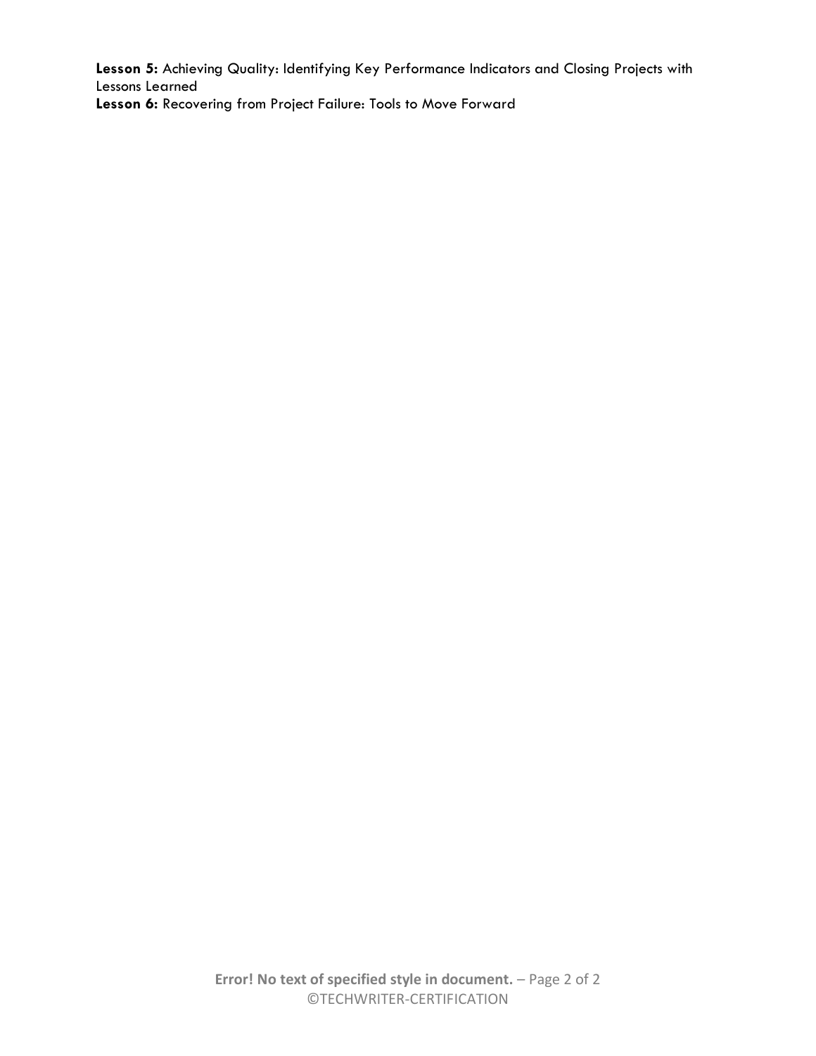**Lesson 5:** Achieving Quality: Identifying Key Performance Indicators and Closing Projects with Lessons Learned
**Lesson 6:** Recovering from Project Failure: Tools to Move Forward